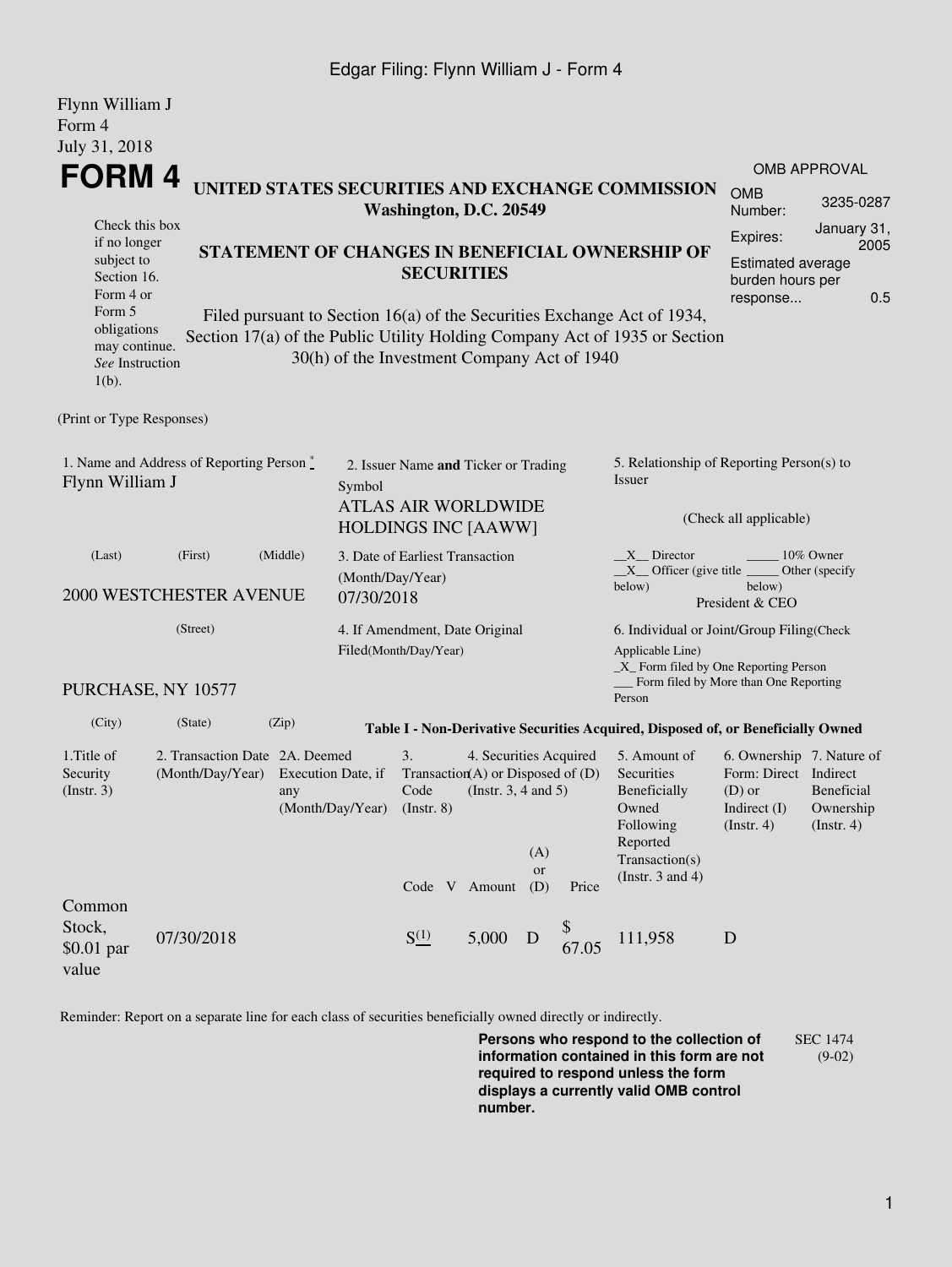Flynn William J
Form 4
July 31, 2018

# FORM 4

**UNITED STATES SECURITIES AND EXCHANGE COMMISSION**
**Washington, D.C. 20549**

| OMB APPROVAL | |
|---|---|
| OMB Number: | 3235-0287 |
| Expires: | January 31, 2005 |
| Estimated average burden hours per response... | 0.5 |

Check this box if no longer subject to Section 16. Form 4 or Form 5 obligations may continue. *See* Instruction 1(b).

## STATEMENT OF CHANGES IN BENEFICIAL OWNERSHIP OF SECURITIES

Filed pursuant to Section 16(a) of the Securities Exchange Act of 1934, Section 17(a) of the Public Utility Holding Company Act of 1935 or Section 30(h) of the Investment Company Act of 1940

(Print or Type Responses)

1. Name and Address of Reporting Person *
Flynn William J

(Last) (First) (Middle)

2000 WESTCHESTER AVENUE

(Street)

PURCHASE, NY 10577

(City) (State) (Zip)

2. Issuer Name **and** Ticker or Trading Symbol
ATLAS AIR WORLDWIDE HOLDINGS INC [AAWW]

3. Date of Earliest Transaction (Month/Day/Year)
07/30/2018

4. If Amendment, Date Original Filed(Month/Day/Year)

5. Relationship of Reporting Person(s) to Issuer

(Check all applicable)

\_\_X\_\_ Director \_\_\_\_\_ 10% Owner
\_\_X\_\_ Officer (give title below) \_\_\_\_\_ Other (specify below)
President & CEO

6. Individual or Joint/Group Filing(Check Applicable Line)
\_X\_ Form filed by One Reporting Person
\_\_\_ Form filed by More than One Reporting Person

**Table I - Non-Derivative Securities Acquired, Disposed of, or Beneficially Owned**

| 1.Title of Security (Instr. 3) | 2. Transaction Date (Month/Day/Year) | 2A. Deemed Execution Date, if any (Month/Day/Year) | 3. Transaction Code (Instr. 8) | | 4. Securities Acquired (A) or Disposed of (D) (Instr. 3, 4 and 5) | | | 5. Amount of Securities Beneficially Owned Following Reported Transaction(s) (Instr. 3 and 4) | 6. Ownership Form: Direct (D) or Indirect (I) (Instr. 4) | 7. Nature of Indirect Beneficial Ownership (Instr. 4) |
|---|---|---|---|---|---|---|---|---|---|---|
| | | | Code | V | Amount | (A) or (D) | Price | | | |
| Common Stock, $0.01 par value | 07/30/2018 | | S (1) | | 5,000 | D | $ 67.05 | 111,958 | D | |

Reminder: Report on a separate line for each class of securities beneficially owned directly or indirectly.

**Persons who respond to the collection of information contained in this form are not required to respond unless the form displays a currently valid OMB control number.**

SEC 1474 (9-02)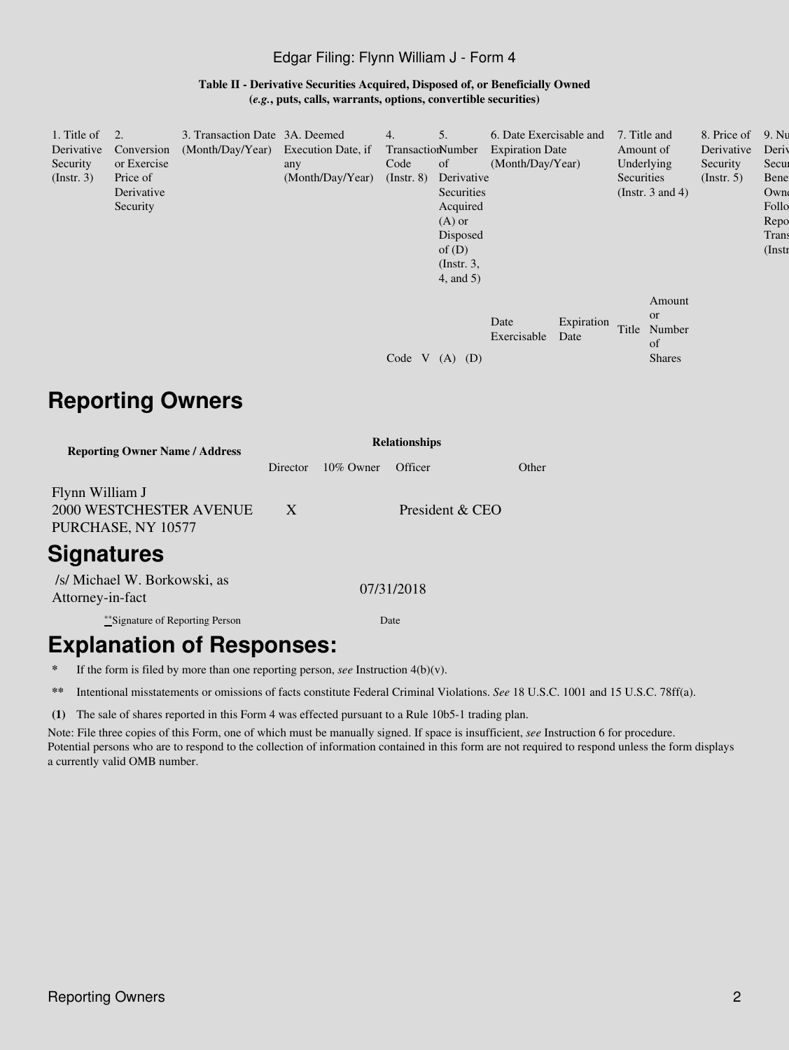**Table II - Derivative Securities Acquired, Disposed of, or Beneficially Owned**
**(*e.g.*, puts, calls, warrants, options, convertible securities)**

| 1. Title of Derivative Security (Instr. 3) | 2. Conversion or Exercise Price of Derivative Security | 3. Transaction Date (Month/Day/Year) | 3A. Deemed Execution Date, if any (Month/Day/Year) | 4. Transaction Code (Instr. 8) | | 5. Number of Derivative Securities Acquired (A) or Disposed of (D) (Instr. 3, 4, and 5) | | 6. Date Exercisable and Expiration Date (Month/Day/Year) | | 7. Title and Amount of Underlying Securities (Instr. 3 and 4) | | 8. Price of Derivative Security (Instr. 5) | 9. Nu Deriv Secur Bene Owne Follo Repo Trans (Instr |
|---|---|---|---|---|---|---|---|---|---|---|---|---|---|
| | | | | Code | V | (A) | (D) | Date Exercisable | Expiration Date | Title | Amount or Number of Shares | | |

## Reporting Owners

| Reporting Owner Name / Address | Relationships | | | |
|---|---|---|---|---|
| | Director | 10% Owner | Officer | Other |
| Flynn William J<br>2000 WESTCHESTER AVENUE<br>PURCHASE, NY 10577 | X | | President & CEO | |

## Signatures

| | |
|---|---|
| /s/ Michael W. Borkowski, as Attorney-in-fact | 07/31/2018 |
| **Signature of Reporting Person | Date |

## Explanation of Responses:

\* If the form is filed by more than one reporting person, *see* Instruction 4(b)(v).

** Intentional misstatements or omissions of facts constitute Federal Criminal Violations. *See* 18 U.S.C. 1001 and 15 U.S.C. 78ff(a).

**(1)** The sale of shares reported in this Form 4 was effected pursuant to a Rule 10b5-1 trading plan.

Note: File three copies of this Form, one of which must be manually signed. If space is insufficient, *see* Instruction 6 for procedure.
Potential persons who are to respond to the collection of information contained in this form are not required to respond unless the form displays a currently valid OMB number.